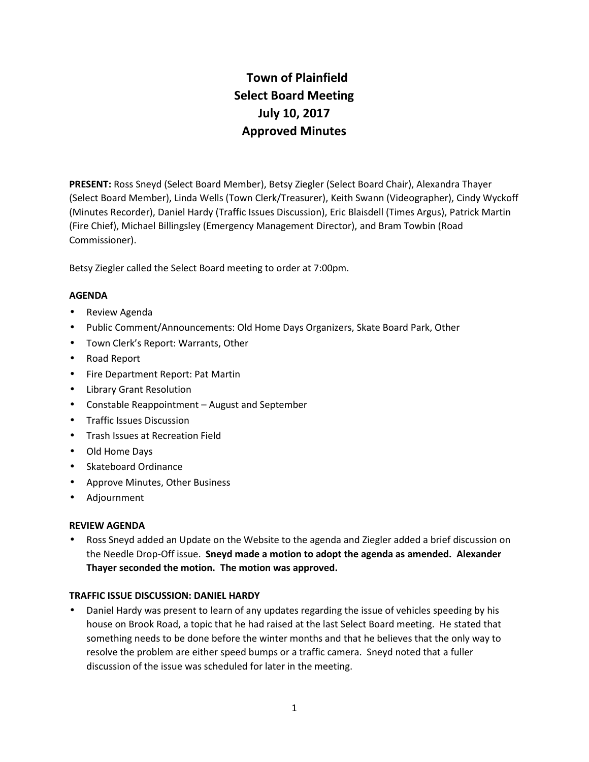# Town of Plainfield
# Select Board Meeting
# July 10, 2017
# Approved Minutes

**PRESENT:** Ross Sneyd (Select Board Member), Betsy Ziegler (Select Board Chair), Alexandra Thayer (Select Board Member), Linda Wells (Town Clerk/Treasurer), Keith Swann (Videographer), Cindy Wyckoff (Minutes Recorder), Daniel Hardy (Traffic Issues Discussion), Eric Blaisdell (Times Argus), Patrick Martin (Fire Chief), Michael Billingsley (Emergency Management Director), and Bram Towbin (Road Commissioner).

Betsy Ziegler called the Select Board meeting to order at 7:00pm.

**AGENDA**

- Review Agenda
- Public Comment/Announcements: Old Home Days Organizers, Skate Board Park, Other
- Town Clerk's Report: Warrants, Other
- Road Report
- Fire Department Report: Pat Martin
- Library Grant Resolution
- Constable Reappointment – August and September
- Traffic Issues Discussion
- Trash Issues at Recreation Field
- Old Home Days
- Skateboard Ordinance
- Approve Minutes, Other Business
- Adjournment

**REVIEW AGENDA**

- Ross Sneyd added an Update on the Website to the agenda and Ziegler added a brief discussion on the Needle Drop-Off issue. **Sneyd made a motion to adopt the agenda as amended. Alexander Thayer seconded the motion. The motion was approved.**

**TRAFFIC ISSUE DISCUSSION: DANIEL HARDY**

- Daniel Hardy was present to learn of any updates regarding the issue of vehicles speeding by his house on Brook Road, a topic that he had raised at the last Select Board meeting. He stated that something needs to be done before the winter months and that he believes that the only way to resolve the problem are either speed bumps or a traffic camera. Sneyd noted that a fuller discussion of the issue was scheduled for later in the meeting.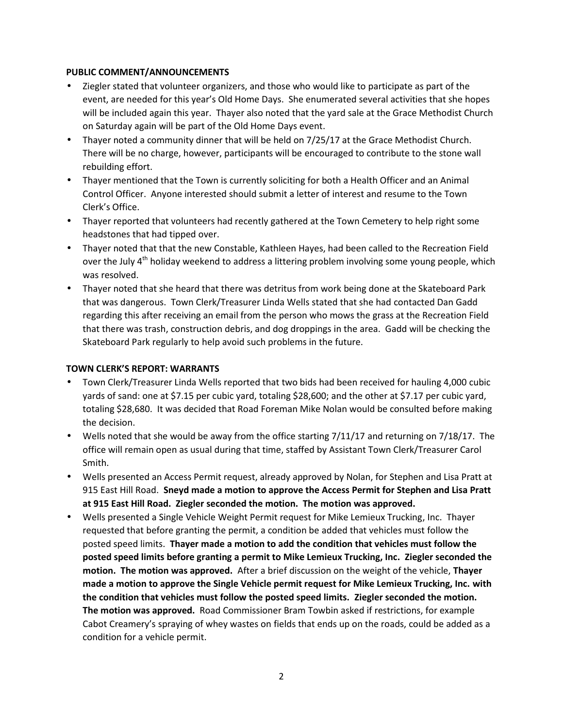**PUBLIC COMMENT/ANNOUNCEMENTS**

- Ziegler stated that volunteer organizers, and those who would like to participate as part of the event, are needed for this year's Old Home Days. She enumerated several activities that she hopes will be included again this year. Thayer also noted that the yard sale at the Grace Methodist Church on Saturday again will be part of the Old Home Days event.
- Thayer noted a community dinner that will be held on 7/25/17 at the Grace Methodist Church. There will be no charge, however, participants will be encouraged to contribute to the stone wall rebuilding effort.
- Thayer mentioned that the Town is currently soliciting for both a Health Officer and an Animal Control Officer. Anyone interested should submit a letter of interest and resume to the Town Clerk's Office.
- Thayer reported that volunteers had recently gathered at the Town Cemetery to help right some headstones that had tipped over.
- Thayer noted that that the new Constable, Kathleen Hayes, had been called to the Recreation Field over the July 4th holiday weekend to address a littering problem involving some young people, which was resolved.
- Thayer noted that she heard that there was detritus from work being done at the Skateboard Park that was dangerous. Town Clerk/Treasurer Linda Wells stated that she had contacted Dan Gadd regarding this after receiving an email from the person who mows the grass at the Recreation Field that there was trash, construction debris, and dog droppings in the area. Gadd will be checking the Skateboard Park regularly to help avoid such problems in the future.

**TOWN CLERK'S REPORT: WARRANTS**

- Town Clerk/Treasurer Linda Wells reported that two bids had been received for hauling 4,000 cubic yards of sand: one at $7.15 per cubic yard, totaling $28,600; and the other at $7.17 per cubic yard, totaling $28,680. It was decided that Road Foreman Mike Nolan would be consulted before making the decision.
- Wells noted that she would be away from the office starting 7/11/17 and returning on 7/18/17. The office will remain open as usual during that time, staffed by Assistant Town Clerk/Treasurer Carol Smith.
- Wells presented an Access Permit request, already approved by Nolan, for Stephen and Lisa Pratt at 915 East Hill Road. **Sneyd made a motion to approve the Access Permit for Stephen and Lisa Pratt at 915 East Hill Road. Ziegler seconded the motion. The motion was approved.**
- Wells presented a Single Vehicle Weight Permit request for Mike Lemieux Trucking, Inc. Thayer requested that before granting the permit, a condition be added that vehicles must follow the posted speed limits. **Thayer made a motion to add the condition that vehicles must follow the posted speed limits before granting a permit to Mike Lemieux Trucking, Inc. Ziegler seconded the motion. The motion was approved.** After a brief discussion on the weight of the vehicle, **Thayer made a motion to approve the Single Vehicle permit request for Mike Lemieux Trucking, Inc. with the condition that vehicles must follow the posted speed limits. Ziegler seconded the motion. The motion was approved.** Road Commissioner Bram Towbin asked if restrictions, for example Cabot Creamery's spraying of whey wastes on fields that ends up on the roads, could be added as a condition for a vehicle permit.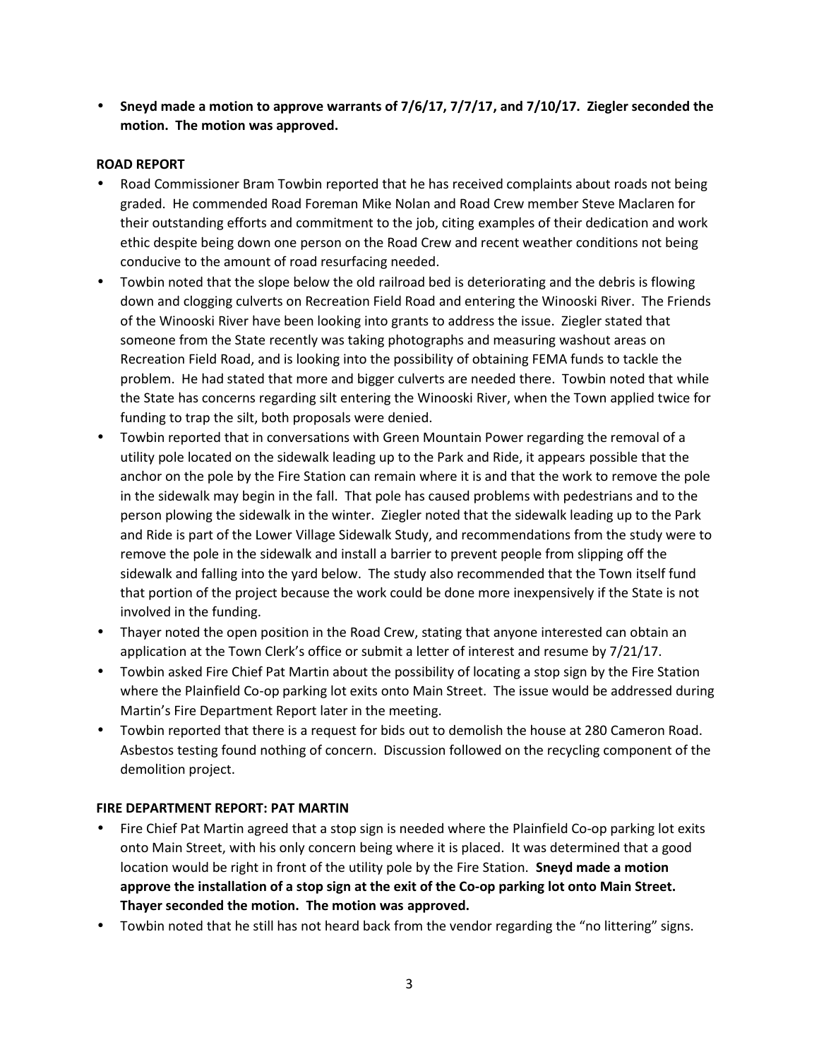- **Sneyd made a motion to approve warrants of 7/6/17, 7/7/17, and 7/10/17. Ziegler seconded the motion. The motion was approved.**

**ROAD REPORT**

- Road Commissioner Bram Towbin reported that he has received complaints about roads not being graded. He commended Road Foreman Mike Nolan and Road Crew member Steve Maclaren for their outstanding efforts and commitment to the job, citing examples of their dedication and work ethic despite being down one person on the Road Crew and recent weather conditions not being conducive to the amount of road resurfacing needed.
- Towbin noted that the slope below the old railroad bed is deteriorating and the debris is flowing down and clogging culverts on Recreation Field Road and entering the Winooski River. The Friends of the Winooski River have been looking into grants to address the issue. Ziegler stated that someone from the State recently was taking photographs and measuring washout areas on Recreation Field Road, and is looking into the possibility of obtaining FEMA funds to tackle the problem. He had stated that more and bigger culverts are needed there. Towbin noted that while the State has concerns regarding silt entering the Winooski River, when the Town applied twice for funding to trap the silt, both proposals were denied.
- Towbin reported that in conversations with Green Mountain Power regarding the removal of a utility pole located on the sidewalk leading up to the Park and Ride, it appears possible that the anchor on the pole by the Fire Station can remain where it is and that the work to remove the pole in the sidewalk may begin in the fall. That pole has caused problems with pedestrians and to the person plowing the sidewalk in the winter. Ziegler noted that the sidewalk leading up to the Park and Ride is part of the Lower Village Sidewalk Study, and recommendations from the study were to remove the pole in the sidewalk and install a barrier to prevent people from slipping off the sidewalk and falling into the yard below. The study also recommended that the Town itself fund that portion of the project because the work could be done more inexpensively if the State is not involved in the funding.
- Thayer noted the open position in the Road Crew, stating that anyone interested can obtain an application at the Town Clerk's office or submit a letter of interest and resume by 7/21/17.
- Towbin asked Fire Chief Pat Martin about the possibility of locating a stop sign by the Fire Station where the Plainfield Co-op parking lot exits onto Main Street. The issue would be addressed during Martin's Fire Department Report later in the meeting.
- Towbin reported that there is a request for bids out to demolish the house at 280 Cameron Road. Asbestos testing found nothing of concern. Discussion followed on the recycling component of the demolition project.

**FIRE DEPARTMENT REPORT: PAT MARTIN**

- Fire Chief Pat Martin agreed that a stop sign is needed where the Plainfield Co-op parking lot exits onto Main Street, with his only concern being where it is placed. It was determined that a good location would be right in front of the utility pole by the Fire Station. **Sneyd made a motion approve the installation of a stop sign at the exit of the Co-op parking lot onto Main Street. Thayer seconded the motion. The motion was approved.**
- Towbin noted that he still has not heard back from the vendor regarding the "no littering" signs.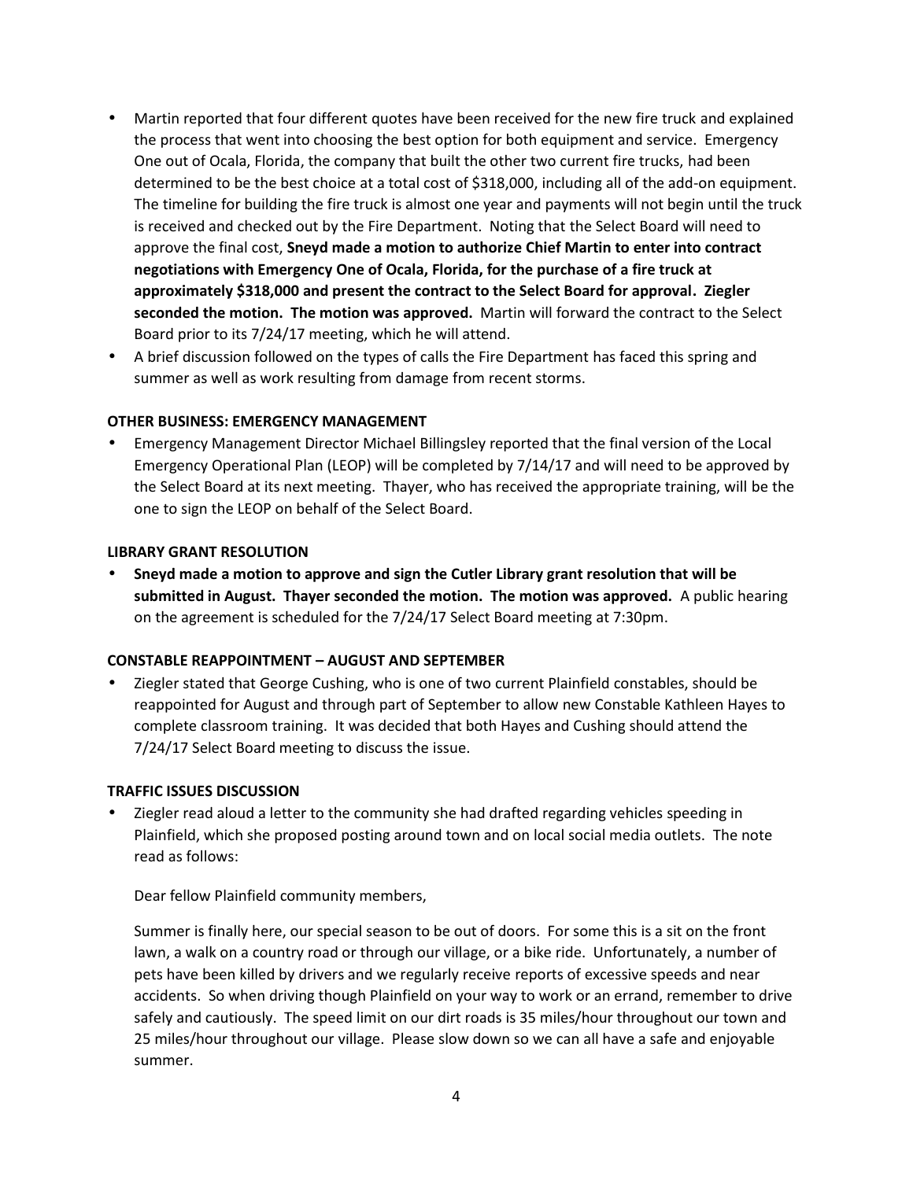- Martin reported that four different quotes have been received for the new fire truck and explained the process that went into choosing the best option for both equipment and service. Emergency One out of Ocala, Florida, the company that built the other two current fire trucks, had been determined to be the best choice at a total cost of $318,000, including all of the add-on equipment. The timeline for building the fire truck is almost one year and payments will not begin until the truck is received and checked out by the Fire Department. Noting that the Select Board will need to approve the final cost, **Sneyd made a motion to authorize Chief Martin to enter into contract negotiations with Emergency One of Ocala, Florida, for the purchase of a fire truck at approximately $318,000 and present the contract to the Select Board for approval. Ziegler seconded the motion. The motion was approved.** Martin will forward the contract to the Select Board prior to its 7/24/17 meeting, which he will attend.
- A brief discussion followed on the types of calls the Fire Department has faced this spring and summer as well as work resulting from damage from recent storms.

**OTHER BUSINESS: EMERGENCY MANAGEMENT**

- Emergency Management Director Michael Billingsley reported that the final version of the Local Emergency Operational Plan (LEOP) will be completed by 7/14/17 and will need to be approved by the Select Board at its next meeting. Thayer, who has received the appropriate training, will be the one to sign the LEOP on behalf of the Select Board.

**LIBRARY GRANT RESOLUTION**

- **Sneyd made a motion to approve and sign the Cutler Library grant resolution that will be submitted in August. Thayer seconded the motion. The motion was approved.** A public hearing on the agreement is scheduled for the 7/24/17 Select Board meeting at 7:30pm.

**CONSTABLE REAPPOINTMENT – AUGUST AND SEPTEMBER**

- Ziegler stated that George Cushing, who is one of two current Plainfield constables, should be reappointed for August and through part of September to allow new Constable Kathleen Hayes to complete classroom training. It was decided that both Hayes and Cushing should attend the 7/24/17 Select Board meeting to discuss the issue.

**TRAFFIC ISSUES DISCUSSION**

- Ziegler read aloud a letter to the community she had drafted regarding vehicles speeding in Plainfield, which she proposed posting around town and on local social media outlets. The note read as follows:

  Dear fellow Plainfield community members,

  Summer is finally here, our special season to be out of doors. For some this is a sit on the front lawn, a walk on a country road or through our village, or a bike ride. Unfortunately, a number of pets have been killed by drivers and we regularly receive reports of excessive speeds and near accidents. So when driving though Plainfield on your way to work or an errand, remember to drive safely and cautiously. The speed limit on our dirt roads is 35 miles/hour throughout our town and 25 miles/hour throughout our village. Please slow down so we can all have a safe and enjoyable summer.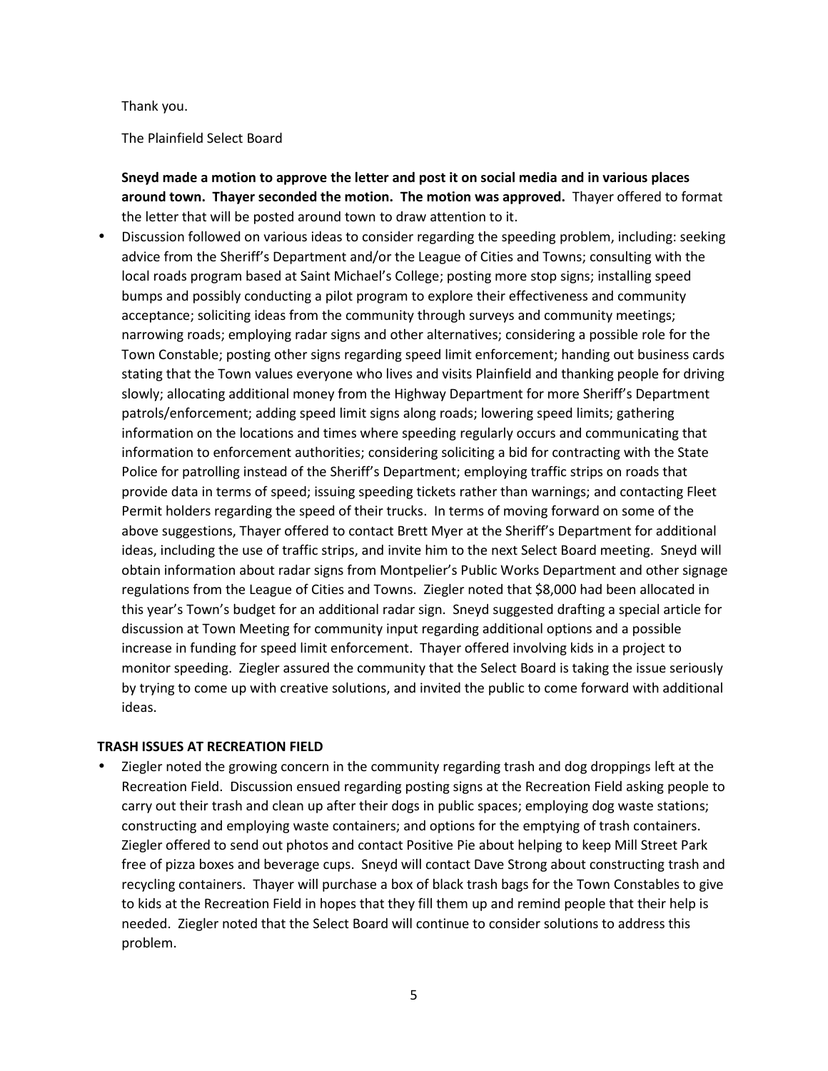Thank you.

The Plainfield Select Board

**Sneyd made a motion to approve the letter and post it on social media and in various places around town. Thayer seconded the motion. The motion was approved.** Thayer offered to format the letter that will be posted around town to draw attention to it.

- Discussion followed on various ideas to consider regarding the speeding problem, including: seeking advice from the Sheriff's Department and/or the League of Cities and Towns; consulting with the local roads program based at Saint Michael's College; posting more stop signs; installing speed bumps and possibly conducting a pilot program to explore their effectiveness and community acceptance; soliciting ideas from the community through surveys and community meetings; narrowing roads; employing radar signs and other alternatives; considering a possible role for the Town Constable; posting other signs regarding speed limit enforcement; handing out business cards stating that the Town values everyone who lives and visits Plainfield and thanking people for driving slowly; allocating additional money from the Highway Department for more Sheriff's Department patrols/enforcement; adding speed limit signs along roads; lowering speed limits; gathering information on the locations and times where speeding regularly occurs and communicating that information to enforcement authorities; considering soliciting a bid for contracting with the State Police for patrolling instead of the Sheriff's Department; employing traffic strips on roads that provide data in terms of speed; issuing speeding tickets rather than warnings; and contacting Fleet Permit holders regarding the speed of their trucks. In terms of moving forward on some of the above suggestions, Thayer offered to contact Brett Myer at the Sheriff's Department for additional ideas, including the use of traffic strips, and invite him to the next Select Board meeting. Sneyd will obtain information about radar signs from Montpelier's Public Works Department and other signage regulations from the League of Cities and Towns. Ziegler noted that $8,000 had been allocated in this year's Town's budget for an additional radar sign. Sneyd suggested drafting a special article for discussion at Town Meeting for community input regarding additional options and a possible increase in funding for speed limit enforcement. Thayer offered involving kids in a project to monitor speeding. Ziegler assured the community that the Select Board is taking the issue seriously by trying to come up with creative solutions, and invited the public to come forward with additional ideas.

**TRASH ISSUES AT RECREATION FIELD**

- Ziegler noted the growing concern in the community regarding trash and dog droppings left at the Recreation Field. Discussion ensued regarding posting signs at the Recreation Field asking people to carry out their trash and clean up after their dogs in public spaces; employing dog waste stations; constructing and employing waste containers; and options for the emptying of trash containers. Ziegler offered to send out photos and contact Positive Pie about helping to keep Mill Street Park free of pizza boxes and beverage cups. Sneyd will contact Dave Strong about constructing trash and recycling containers. Thayer will purchase a box of black trash bags for the Town Constables to give to kids at the Recreation Field in hopes that they fill them up and remind people that their help is needed. Ziegler noted that the Select Board will continue to consider solutions to address this problem.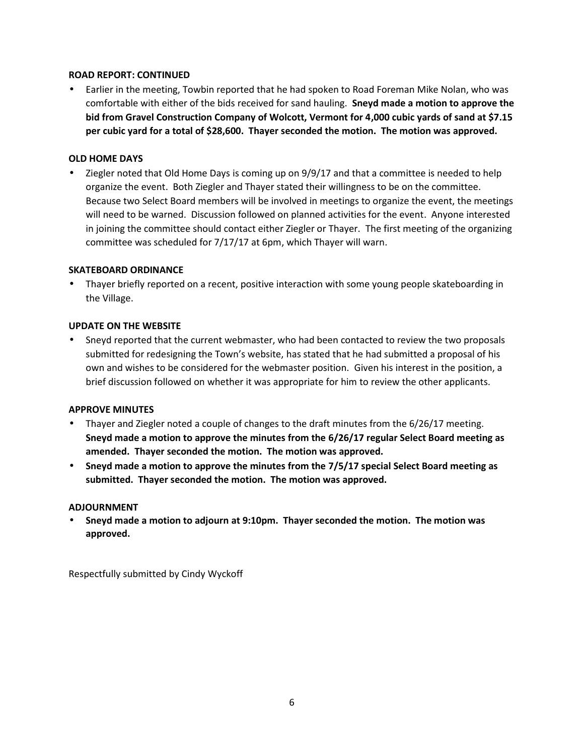**ROAD REPORT: CONTINUED**

- Earlier in the meeting, Towbin reported that he had spoken to Road Foreman Mike Nolan, who was comfortable with either of the bids received for sand hauling. **Sneyd made a motion to approve the bid from Gravel Construction Company of Wolcott, Vermont for 4,000 cubic yards of sand at $7.15 per cubic yard for a total of $28,600. Thayer seconded the motion. The motion was approved.**

**OLD HOME DAYS**

- Ziegler noted that Old Home Days is coming up on 9/9/17 and that a committee is needed to help organize the event. Both Ziegler and Thayer stated their willingness to be on the committee. Because two Select Board members will be involved in meetings to organize the event, the meetings will need to be warned. Discussion followed on planned activities for the event. Anyone interested in joining the committee should contact either Ziegler or Thayer. The first meeting of the organizing committee was scheduled for 7/17/17 at 6pm, which Thayer will warn.

**SKATEBOARD ORDINANCE**

- Thayer briefly reported on a recent, positive interaction with some young people skateboarding in the Village.

**UPDATE ON THE WEBSITE**

- Sneyd reported that the current webmaster, who had been contacted to review the two proposals submitted for redesigning the Town's website, has stated that he had submitted a proposal of his own and wishes to be considered for the webmaster position. Given his interest in the position, a brief discussion followed on whether it was appropriate for him to review the other applicants.

**APPROVE MINUTES**

- Thayer and Ziegler noted a couple of changes to the draft minutes from the 6/26/17 meeting. **Sneyd made a motion to approve the minutes from the 6/26/17 regular Select Board meeting as amended. Thayer seconded the motion. The motion was approved.**
- **Sneyd made a motion to approve the minutes from the 7/5/17 special Select Board meeting as submitted. Thayer seconded the motion. The motion was approved.**

**ADJOURNMENT**

- **Sneyd made a motion to adjourn at 9:10pm. Thayer seconded the motion. The motion was approved.**

Respectfully submitted by Cindy Wyckoff